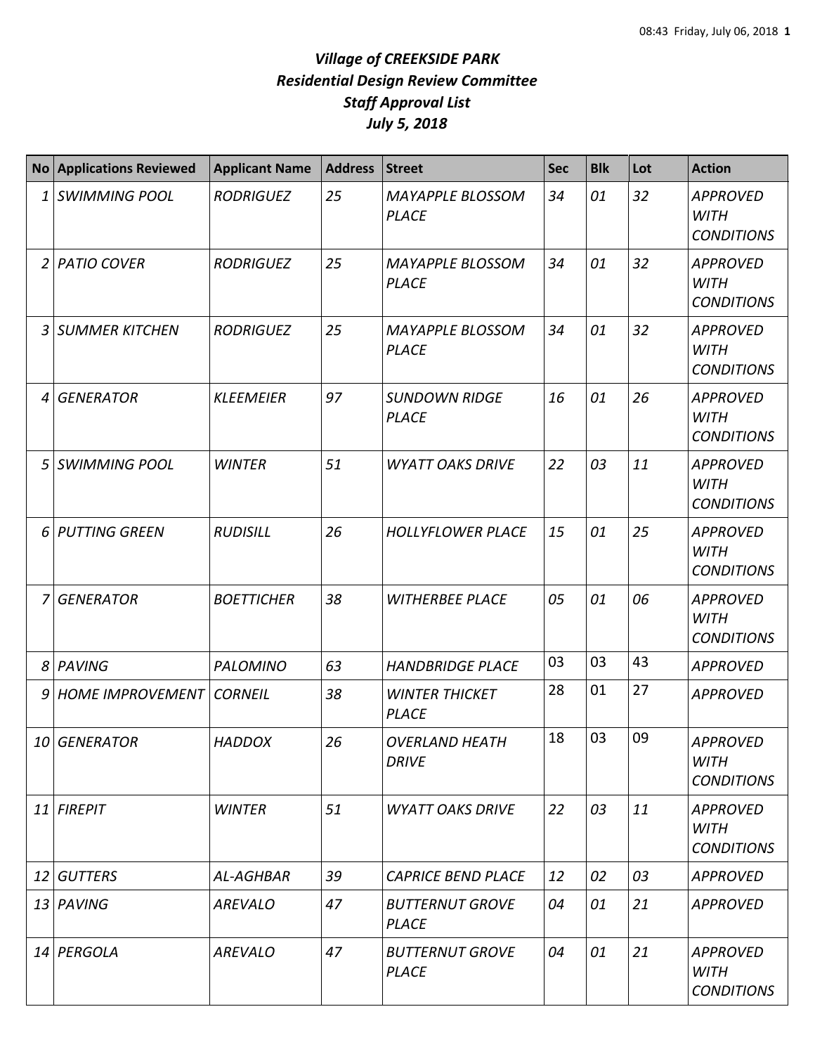# *Village of CREEKSIDE PARK*
## *Residential Design Review Committee*
## *Staff Approval List*
## *July 5, 2018*

| No | Applications Reviewed | Applicant Name | Address | Street | Sec | Blk | Lot | Action |
|---|---|---|---|---|---|---|---|---|
| 1 | SWIMMING POOL | RODRIGUEZ | 25 | MAYAPPLE BLOSSOM PLACE | 34 | 01 | 32 | APPROVED WITH CONDITIONS |
| 2 | PATIO COVER | RODRIGUEZ | 25 | MAYAPPLE BLOSSOM PLACE | 34 | 01 | 32 | APPROVED WITH CONDITIONS |
| 3 | SUMMER KITCHEN | RODRIGUEZ | 25 | MAYAPPLE BLOSSOM PLACE | 34 | 01 | 32 | APPROVED WITH CONDITIONS |
| 4 | GENERATOR | KLEEMEIER | 97 | SUNDOWN RIDGE PLACE | 16 | 01 | 26 | APPROVED WITH CONDITIONS |
| 5 | SWIMMING POOL | WINTER | 51 | WYATT OAKS DRIVE | 22 | 03 | 11 | APPROVED WITH CONDITIONS |
| 6 | PUTTING GREEN | RUDISILL | 26 | HOLLYFLOWER PLACE | 15 | 01 | 25 | APPROVED WITH CONDITIONS |
| 7 | GENERATOR | BOETTICHER | 38 | WITHERBEE PLACE | 05 | 01 | 06 | APPROVED WITH CONDITIONS |
| 8 | PAVING | PALOMINO | 63 | HANDBRIDGE PLACE | 03 | 03 | 43 | APPROVED |
| 9 | HOME IMPROVEMENT | CORNEIL | 38 | WINTER THICKET PLACE | 28 | 01 | 27 | APPROVED |
| 10 | GENERATOR | HADDOX | 26 | OVERLAND HEATH DRIVE | 18 | 03 | 09 | APPROVED WITH CONDITIONS |
| 11 | FIREPIT | WINTER | 51 | WYATT OAKS DRIVE | 22 | 03 | 11 | APPROVED WITH CONDITIONS |
| 12 | GUTTERS | AL-AGHBAR | 39 | CAPRICE BEND PLACE | 12 | 02 | 03 | APPROVED |
| 13 | PAVING | AREVALO | 47 | BUTTERNUT GROVE PLACE | 04 | 01 | 21 | APPROVED |
| 14 | PERGOLA | AREVALO | 47 | BUTTERNUT GROVE PLACE | 04 | 01 | 21 | APPROVED WITH CONDITIONS |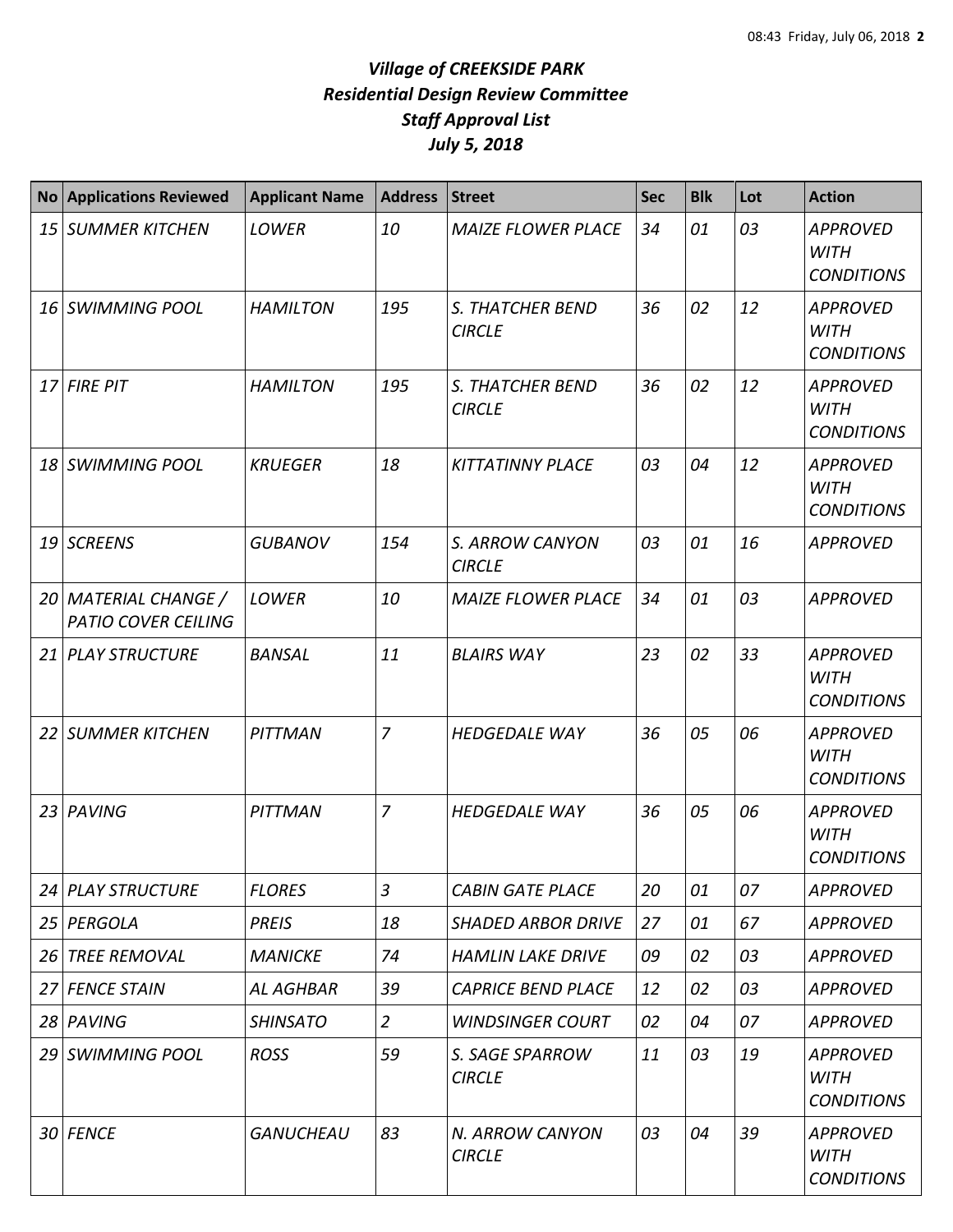# *Village of CREEKSIDE PARK*
## *Residential Design Review Committee*
## *Staff Approval List*
## *July 5, 2018*

| No | Applications Reviewed | Applicant Name | Address | Street | Sec | Blk | Lot | Action |
|---|---|---|---|---|---|---|---|---|
| 15 | SUMMER KITCHEN | LOWER | 10 | MAIZE FLOWER PLACE | 34 | 01 | 03 | APPROVED WITH CONDITIONS |
| 16 | SWIMMING POOL | HAMILTON | 195 | S. THATCHER BEND CIRCLE | 36 | 02 | 12 | APPROVED WITH CONDITIONS |
| 17 | FIRE PIT | HAMILTON | 195 | S. THATCHER BEND CIRCLE | 36 | 02 | 12 | APPROVED WITH CONDITIONS |
| 18 | SWIMMING POOL | KRUEGER | 18 | KITTATINNY PLACE | 03 | 04 | 12 | APPROVED WITH CONDITIONS |
| 19 | SCREENS | GUBANOV | 154 | S. ARROW CANYON CIRCLE | 03 | 01 | 16 | APPROVED |
| 20 | MATERIAL CHANGE / PATIO COVER CEILING | LOWER | 10 | MAIZE FLOWER PLACE | 34 | 01 | 03 | APPROVED |
| 21 | PLAY STRUCTURE | BANSAL | 11 | BLAIRS WAY | 23 | 02 | 33 | APPROVED WITH CONDITIONS |
| 22 | SUMMER KITCHEN | PITTMAN | 7 | HEDGEDALE WAY | 36 | 05 | 06 | APPROVED WITH CONDITIONS |
| 23 | PAVING | PITTMAN | 7 | HEDGEDALE WAY | 36 | 05 | 06 | APPROVED WITH CONDITIONS |
| 24 | PLAY STRUCTURE | FLORES | 3 | CABIN GATE PLACE | 20 | 01 | 07 | APPROVED |
| 25 | PERGOLA | PREIS | 18 | SHADED ARBOR DRIVE | 27 | 01 | 67 | APPROVED |
| 26 | TREE REMOVAL | MANICKE | 74 | HAMLIN LAKE DRIVE | 09 | 02 | 03 | APPROVED |
| 27 | FENCE STAIN | AL AGHBAR | 39 | CAPRICE BEND PLACE | 12 | 02 | 03 | APPROVED |
| 28 | PAVING | SHINSATO | 2 | WINDSINGER COURT | 02 | 04 | 07 | APPROVED |
| 29 | SWIMMING POOL | ROSS | 59 | S. SAGE SPARROW CIRCLE | 11 | 03 | 19 | APPROVED WITH CONDITIONS |
| 30 | FENCE | GANUCHEAU | 83 | N. ARROW CANYON CIRCLE | 03 | 04 | 39 | APPROVED WITH CONDITIONS |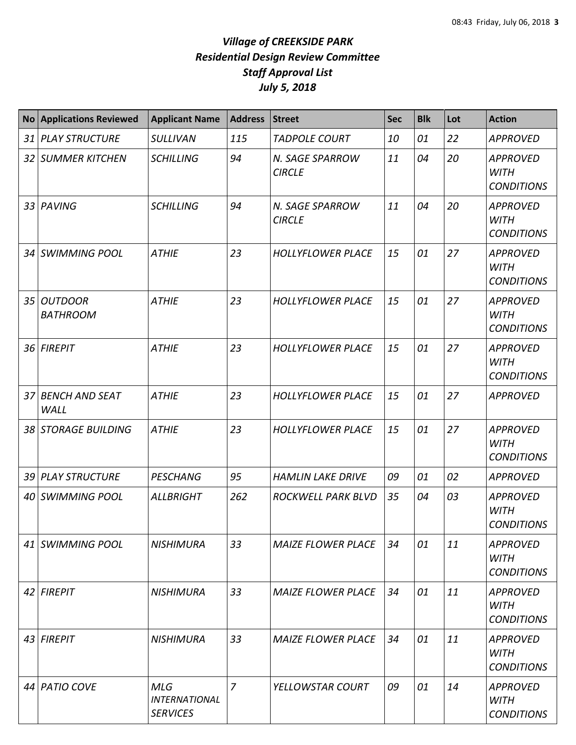# *Village of CREEKSIDE PARK*
## *Residential Design Review Committee*
## *Staff Approval List*
## *July 5, 2018*

| No | Applications Reviewed | Applicant Name | Address | Street | Sec | Blk | Lot | Action |
|---|---|---|---|---|---|---|---|---|
| *31* | *PLAY STRUCTURE* | *SULLIVAN* | *115* | *TADPOLE COURT* | *10* | *01* | *22* | *APPROVED* |
| *32* | *SUMMER KITCHEN* | *SCHILLING* | *94* | *N. SAGE SPARROW CIRCLE* | *11* | *04* | *20* | *APPROVED WITH CONDITIONS* |
| *33* | *PAVING* | *SCHILLING* | *94* | *N. SAGE SPARROW CIRCLE* | *11* | *04* | *20* | *APPROVED WITH CONDITIONS* |
| *34* | *SWIMMING POOL* | *ATHIE* | *23* | *HOLLYFLOWER PLACE* | *15* | *01* | *27* | *APPROVED WITH CONDITIONS* |
| *35* | *OUTDOOR BATHROOM* | *ATHIE* | *23* | *HOLLYFLOWER PLACE* | *15* | *01* | *27* | *APPROVED WITH CONDITIONS* |
| *36* | *FIREPIT* | *ATHIE* | *23* | *HOLLYFLOWER PLACE* | *15* | *01* | *27* | *APPROVED WITH CONDITIONS* |
| *37* | *BENCH AND SEAT WALL* | *ATHIE* | *23* | *HOLLYFLOWER PLACE* | *15* | *01* | *27* | *APPROVED* |
| *38* | *STORAGE BUILDING* | *ATHIE* | *23* | *HOLLYFLOWER PLACE* | *15* | *01* | *27* | *APPROVED WITH CONDITIONS* |
| *39* | *PLAY STRUCTURE* | *PESCHANG* | *95* | *HAMLIN LAKE DRIVE* | *09* | *01* | *02* | *APPROVED* |
| *40* | *SWIMMING POOL* | *ALLBRIGHT* | *262* | *ROCKWELL PARK BLVD* | *35* | *04* | *03* | *APPROVED WITH CONDITIONS* |
| *41* | *SWIMMING POOL* | *NISHIMURA* | *33* | *MAIZE FLOWER PLACE* | *34* | *01* | *11* | *APPROVED WITH CONDITIONS* |
| *42* | *FIREPIT* | *NISHIMURA* | *33* | *MAIZE FLOWER PLACE* | *34* | *01* | *11* | *APPROVED WITH CONDITIONS* |
| *43* | *FIREPIT* | *NISHIMURA* | *33* | *MAIZE FLOWER PLACE* | *34* | *01* | *11* | *APPROVED WITH CONDITIONS* |
| *44* | *PATIO COVE* | *MLG INTERNATIONAL SERVICES* | *7* | *YELLOWSTAR COURT* | *09* | *01* | *14* | *APPROVED WITH CONDITIONS* |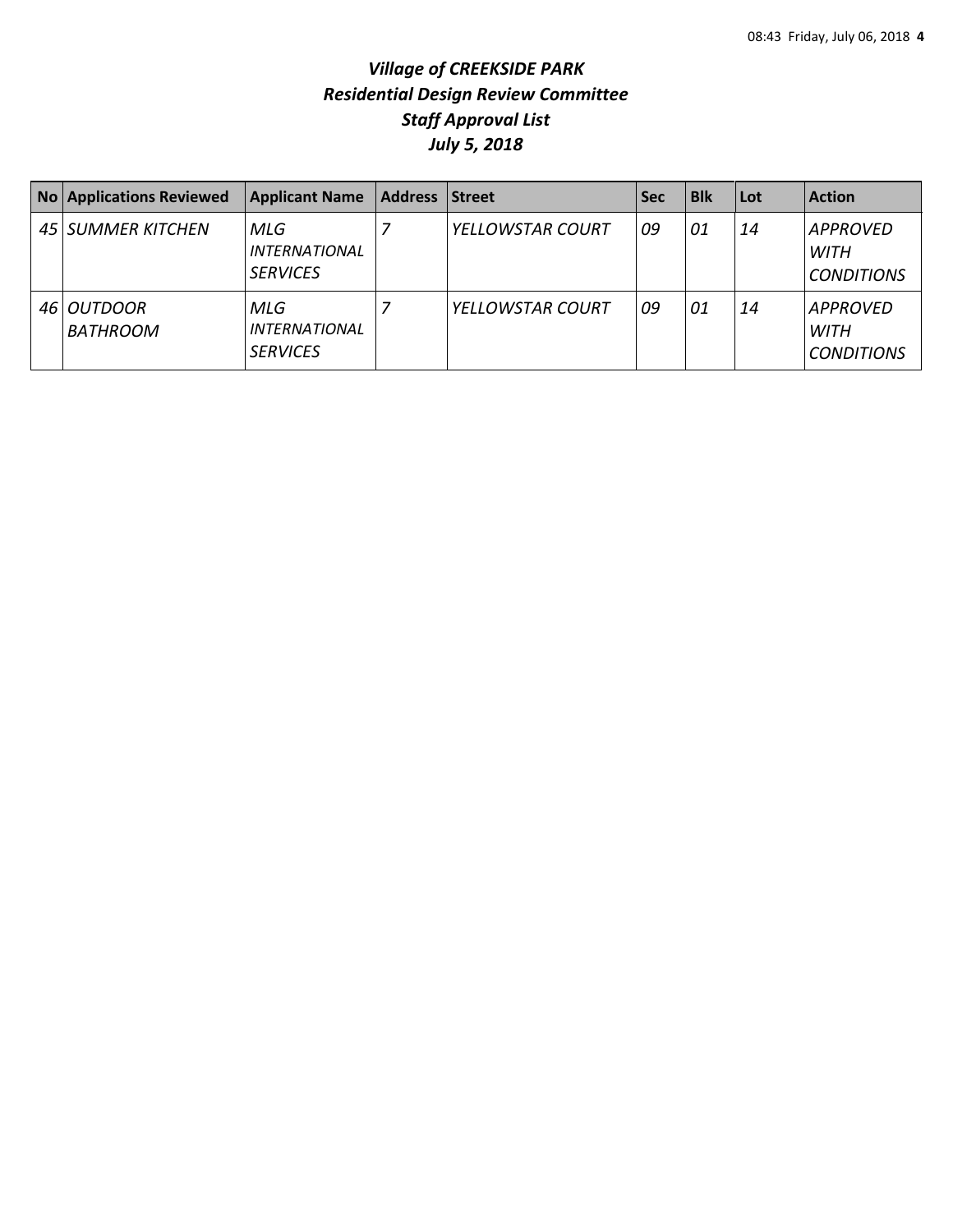# *Village of CREEKSIDE PARK*
## *Residential Design Review Committee*
## *Staff Approval List*
## *July 5, 2018*

| No | Applications Reviewed | Applicant Name | Address | Street | Sec | Blk | Lot | Action |
|---|---|---|---|---|---|---|---|---|
| 45 | SUMMER KITCHEN | MLG INTERNATIONAL SERVICES | 7 | YELLOWSTAR COURT | 09 | 01 | 14 | APPROVED WITH CONDITIONS |
| 46 | OUTDOOR BATHROOM | MLG INTERNATIONAL SERVICES | 7 | YELLOWSTAR COURT | 09 | 01 | 14 | APPROVED WITH CONDITIONS |